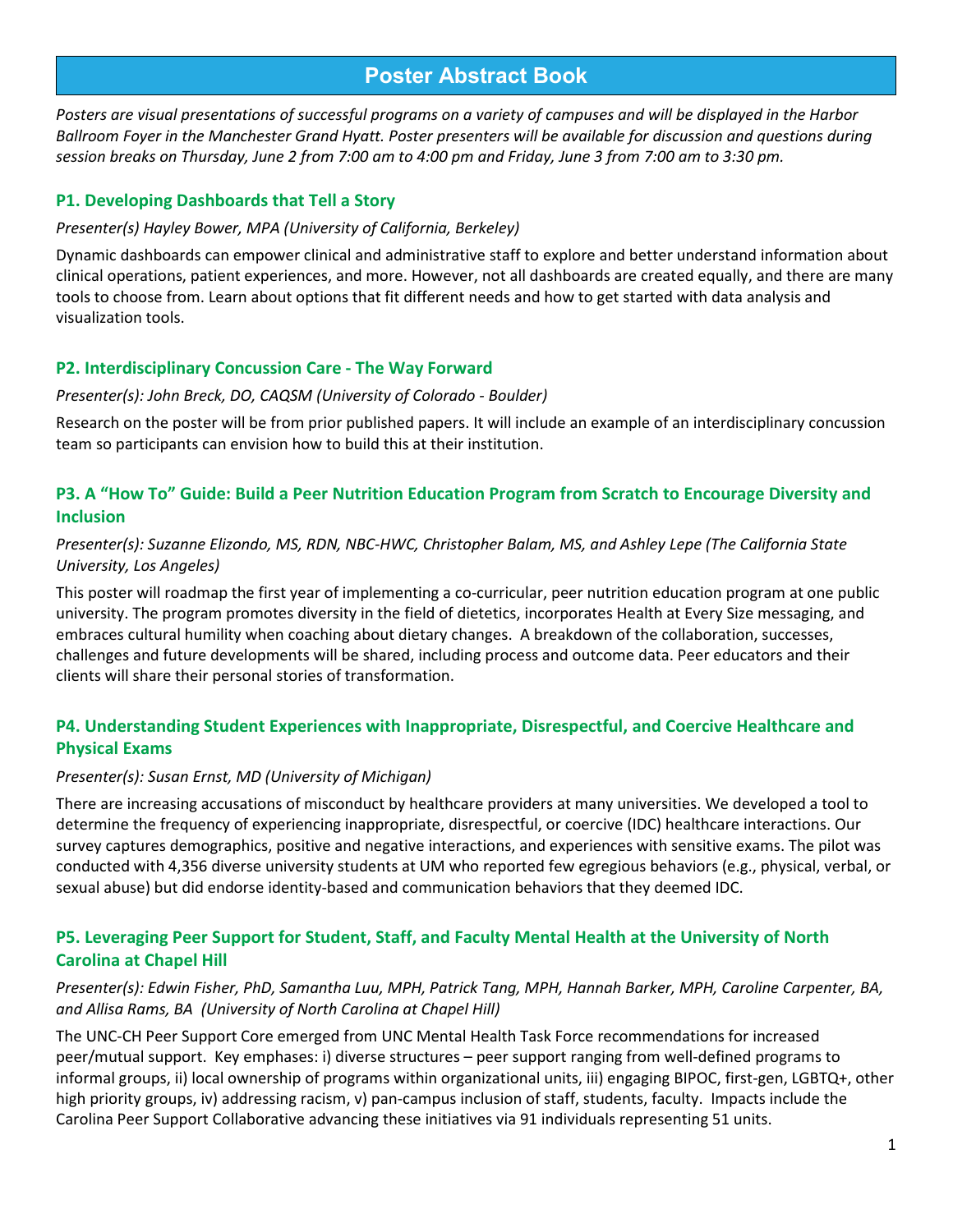# Poster Abstract Book

*Posters are visual presentations of successful programs on a variety of campuses and will be displayed in the Harbor Ballroom Foyer in the Manchester Grand Hyatt. Poster presenters will be available for discussion and questions during session breaks on Thursday, June 2 from 7:00 am to 4:00 pm and Friday, June 3 from 7:00 am to 3:30 pm.*

## P1. Developing Dashboards that Tell a Story

*Presenter(s) Hayley Bower, MPA (University of California, Berkeley)*

Dynamic dashboards can empower clinical and administrative staff to explore and better understand information about clinical operations, patient experiences, and more. However, not all dashboards are created equally, and there are many tools to choose from. Learn about options that fit different needs and how to get started with data analysis and visualization tools.

## P2. Interdisciplinary Concussion Care - The Way Forward

*Presenter(s): John Breck, DO, CAQSM (University of Colorado - Boulder)*

Research on the poster will be from prior published papers. It will include an example of an interdisciplinary concussion team so participants can envision how to build this at their institution.

## P3. A "How To" Guide: Build a Peer Nutrition Education Program from Scratch to Encourage Diversity and Inclusion

*Presenter(s): Suzanne Elizondo, MS, RDN, NBC-HWC, Christopher Balam, MS, and Ashley Lepe (The California State University, Los Angeles)*

This poster will roadmap the first year of implementing a co-curricular, peer nutrition education program at one public university. The program promotes diversity in the field of dietetics, incorporates Health at Every Size messaging, and embraces cultural humility when coaching about dietary changes. A breakdown of the collaboration, successes, challenges and future developments will be shared, including process and outcome data. Peer educators and their clients will share their personal stories of transformation.

## P4. Understanding Student Experiences with Inappropriate, Disrespectful, and Coercive Healthcare and Physical Exams

*Presenter(s): Susan Ernst, MD (University of Michigan)*

There are increasing accusations of misconduct by healthcare providers at many universities. We developed a tool to determine the frequency of experiencing inappropriate, disrespectful, or coercive (IDC) healthcare interactions. Our survey captures demographics, positive and negative interactions, and experiences with sensitive exams. The pilot was conducted with 4,356 diverse university students at UM who reported few egregious behaviors (e.g., physical, verbal, or sexual abuse) but did endorse identity-based and communication behaviors that they deemed IDC.

## P5. Leveraging Peer Support for Student, Staff, and Faculty Mental Health at the University of North Carolina at Chapel Hill

*Presenter(s): Edwin Fisher, PhD, Samantha Luu, MPH, Patrick Tang, MPH, Hannah Barker, MPH, Caroline Carpenter, BA, and Allisa Rams, BA (University of North Carolina at Chapel Hill)*

The UNC-CH Peer Support Core emerged from UNC Mental Health Task Force recommendations for increased peer/mutual support. Key emphases: i) diverse structures – peer support ranging from well-defined programs to informal groups, ii) local ownership of programs within organizational units, iii) engaging BIPOC, first-gen, LGBTQ+, other high priority groups, iv) addressing racism, v) pan-campus inclusion of staff, students, faculty. Impacts include the Carolina Peer Support Collaborative advancing these initiatives via 91 individuals representing 51 units.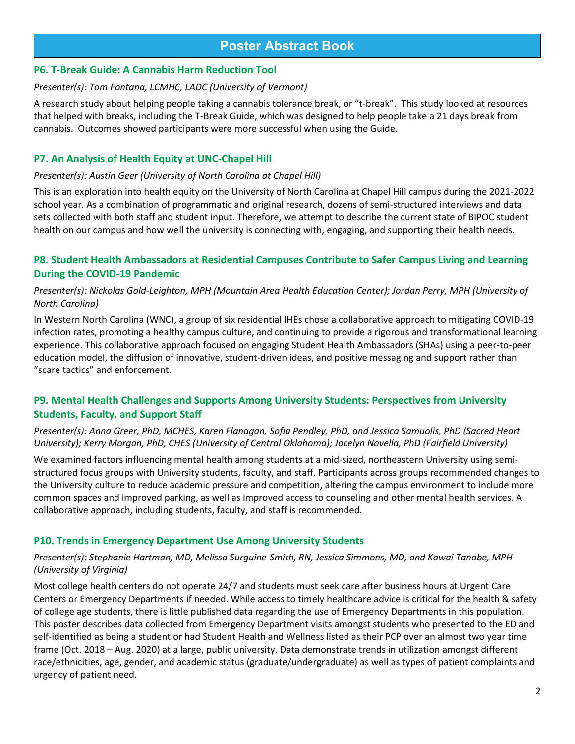# Poster Abstract Book

### P6. T-Break Guide: A Cannabis Harm Reduction Tool

*Presenter(s): Tom Fontana, LCMHC, LADC (University of Vermont)*

A research study about helping people taking a cannabis tolerance break, or "t-break". This study looked at resources that helped with breaks, including the T-Break Guide, which was designed to help people take a 21 days break from cannabis. Outcomes showed participants were more successful when using the Guide.

### P7. An Analysis of Health Equity at UNC-Chapel Hill

*Presenter(s): Austin Geer (University of North Carolina at Chapel Hill)*

This is an exploration into health equity on the University of North Carolina at Chapel Hill campus during the 2021-2022 school year. As a combination of programmatic and original research, dozens of semi-structured interviews and data sets collected with both staff and student input. Therefore, we attempt to describe the current state of BIPOC student health on our campus and how well the university is connecting with, engaging, and supporting their health needs.

### P8. Student Health Ambassadors at Residential Campuses Contribute to Safer Campus Living and Learning During the COVID-19 Pandemic

*Presenter(s): Nickolas Gold-Leighton, MPH (Mountain Area Health Education Center); Jordan Perry, MPH (University of North Carolina)*

In Western North Carolina (WNC), a group of six residential IHEs chose a collaborative approach to mitigating COVID-19 infection rates, promoting a healthy campus culture, and continuing to provide a rigorous and transformational learning experience. This collaborative approach focused on engaging Student Health Ambassadors (SHAs) using a peer-to-peer education model, the diffusion of innovative, student-driven ideas, and positive messaging and support rather than "scare tactics" and enforcement.

### P9. Mental Health Challenges and Supports Among University Students: Perspectives from University Students, Faculty, and Support Staff

*Presenter(s): Anna Greer, PhD, MCHES, Karen Flanagan, Sofia Pendley, PhD, and Jessica Samuolis, PhD (Sacred Heart University); Kerry Morgan, PhD, CHES (University of Central Oklahoma); Jocelyn Novella, PhD (Fairfield University)*

We examined factors influencing mental health among students at a mid-sized, northeastern University using semi-structured focus groups with University students, faculty, and staff. Participants across groups recommended changes to the University culture to reduce academic pressure and competition, altering the campus environment to include more common spaces and improved parking, as well as improved access to counseling and other mental health services. A collaborative approach, including students, faculty, and staff is recommended.

### P10. Trends in Emergency Department Use Among University Students

*Presenter(s): Stephanie Hartman, MD, Melissa Surguine-Smith, RN, Jessica Simmons, MD, and Kawai Tanabe, MPH (University of Virginia)*

Most college health centers do not operate 24/7 and students must seek care after business hours at Urgent Care Centers or Emergency Departments if needed. While access to timely healthcare advice is critical for the health & safety of college age students, there is little published data regarding the use of Emergency Departments in this population. This poster describes data collected from Emergency Department visits amongst students who presented to the ED and self-identified as being a student or had Student Health and Wellness listed as their PCP over an almost two year time frame (Oct. 2018 – Aug. 2020) at a large, public university. Data demonstrate trends in utilization amongst different race/ethnicities, age, gender, and academic status (graduate/undergraduate) as well as types of patient complaints and urgency of patient need.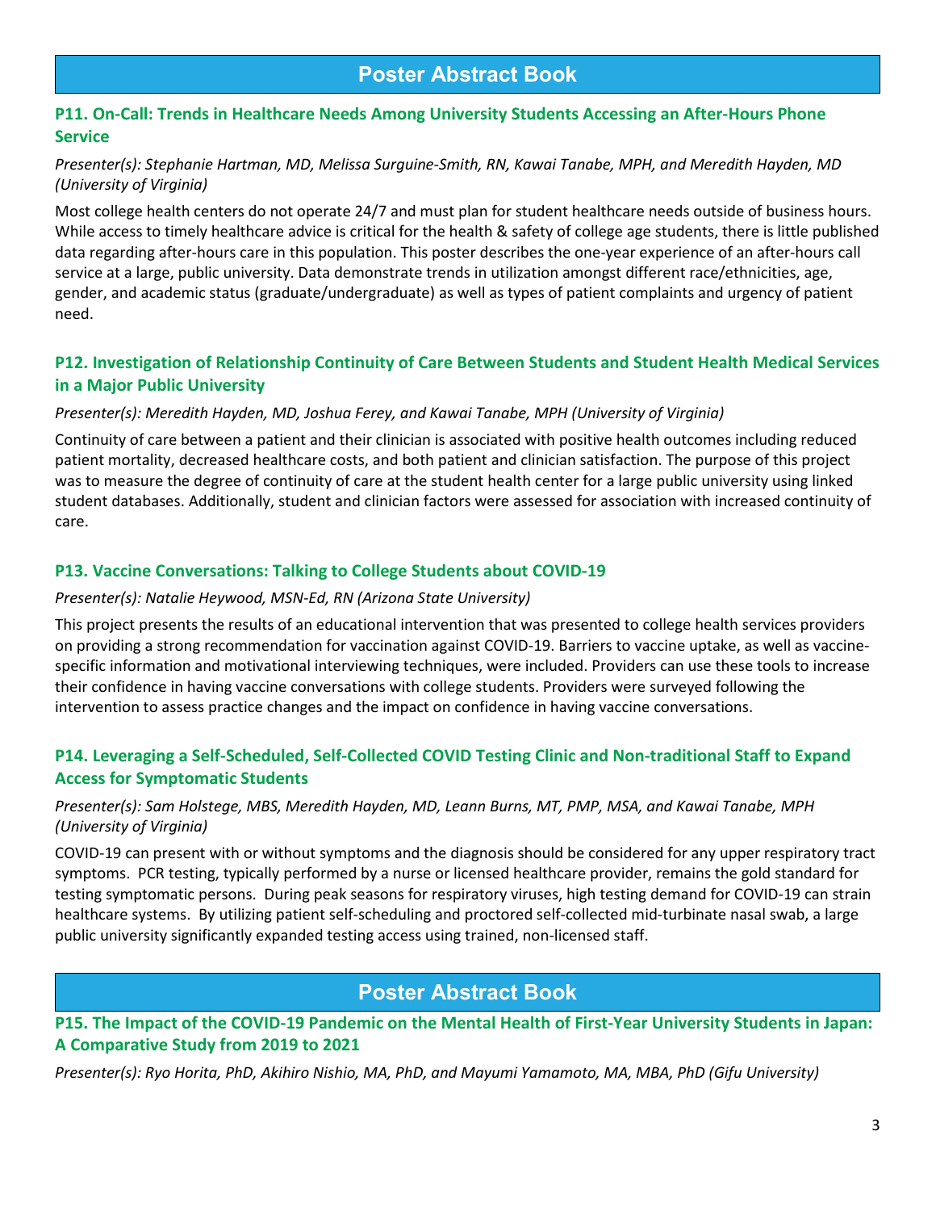# Poster Abstract Book

### P11. On-Call: Trends in Healthcare Needs Among University Students Accessing an After-Hours Phone Service

*Presenter(s): Stephanie Hartman, MD, Melissa Surguine-Smith, RN, Kawai Tanabe, MPH, and Meredith Hayden, MD (University of Virginia)*

Most college health centers do not operate 24/7 and must plan for student healthcare needs outside of business hours. While access to timely healthcare advice is critical for the health & safety of college age students, there is little published data regarding after-hours care in this population. This poster describes the one-year experience of an after-hours call service at a large, public university. Data demonstrate trends in utilization amongst different race/ethnicities, age, gender, and academic status (graduate/undergraduate) as well as types of patient complaints and urgency of patient need.

### P12. Investigation of Relationship Continuity of Care Between Students and Student Health Medical Services in a Major Public University

*Presenter(s): Meredith Hayden, MD, Joshua Ferey, and Kawai Tanabe, MPH (University of Virginia)*

Continuity of care between a patient and their clinician is associated with positive health outcomes including reduced patient mortality, decreased healthcare costs, and both patient and clinician satisfaction. The purpose of this project was to measure the degree of continuity of care at the student health center for a large public university using linked student databases. Additionally, student and clinician factors were assessed for association with increased continuity of care.

### P13. Vaccine Conversations: Talking to College Students about COVID-19

*Presenter(s): Natalie Heywood, MSN-Ed, RN (Arizona State University)*

This project presents the results of an educational intervention that was presented to college health services providers on providing a strong recommendation for vaccination against COVID-19. Barriers to vaccine uptake, as well as vaccine-specific information and motivational interviewing techniques, were included. Providers can use these tools to increase their confidence in having vaccine conversations with college students. Providers were surveyed following the intervention to assess practice changes and the impact on confidence in having vaccine conversations.

### P14. Leveraging a Self-Scheduled, Self-Collected COVID Testing Clinic and Non-traditional Staff to Expand Access for Symptomatic Students

*Presenter(s): Sam Holstege, MBS, Meredith Hayden, MD, Leann Burns, MT, PMP, MSA, and Kawai Tanabe, MPH (University of Virginia)*

COVID-19 can present with or without symptoms and the diagnosis should be considered for any upper respiratory tract symptoms. PCR testing, typically performed by a nurse or licensed healthcare provider, remains the gold standard for testing symptomatic persons. During peak seasons for respiratory viruses, high testing demand for COVID-19 can strain healthcare systems. By utilizing patient self-scheduling and proctored self-collected mid-turbinate nasal swab, a large public university significantly expanded testing access using trained, non-licensed staff.

### P15. The Impact of the COVID-19 Pandemic on the Mental Health of First-Year University Students in Japan: A Comparative Study from 2019 to 2021

*Presenter(s): Ryo Horita, PhD, Akihiro Nishio, MA, PhD, and Mayumi Yamamoto, MA, MBA, PhD (Gifu University)*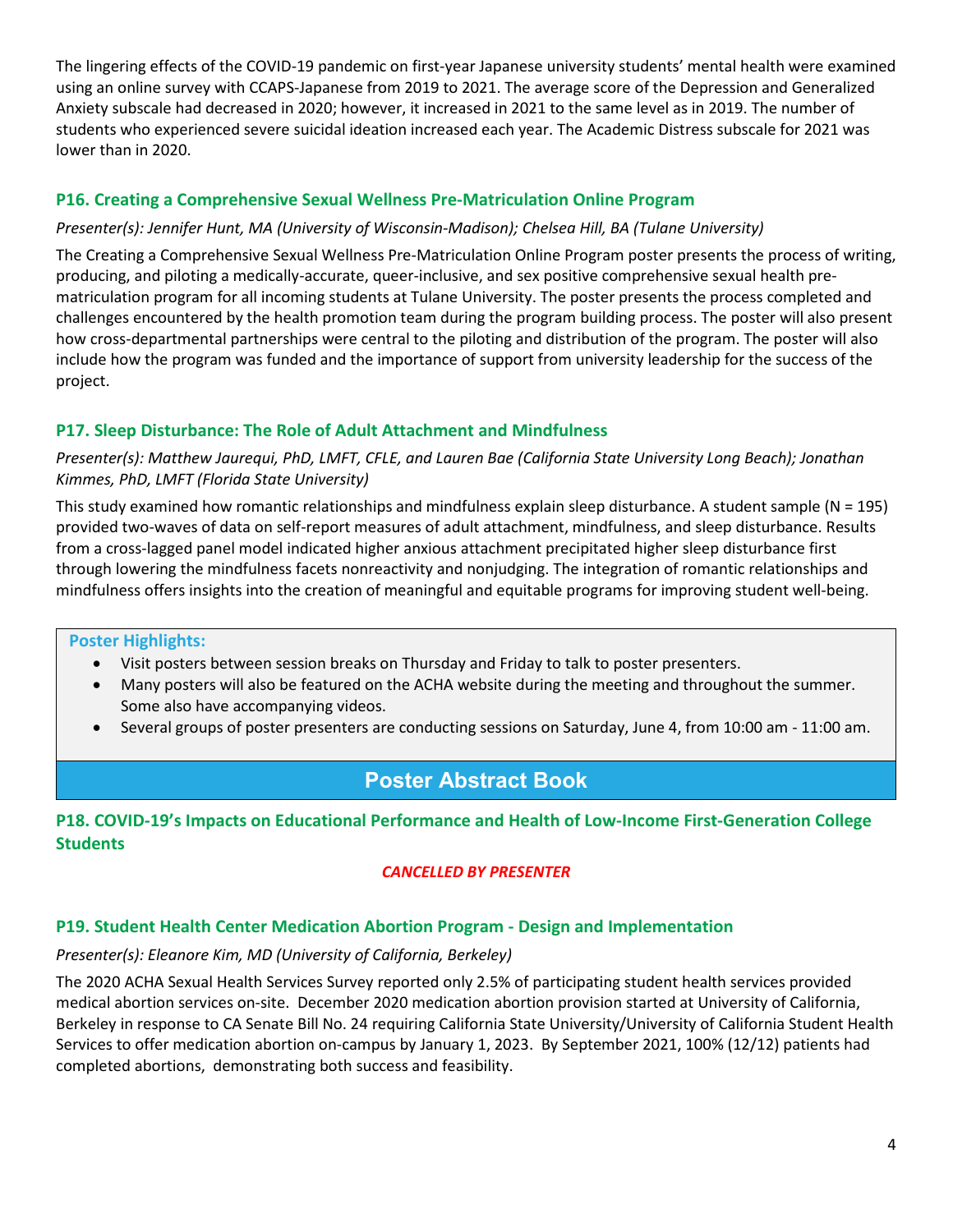The lingering effects of the COVID-19 pandemic on first-year Japanese university students' mental health were examined using an online survey with CCAPS-Japanese from 2019 to 2021. The average score of the Depression and Generalized Anxiety subscale had decreased in 2020; however, it increased in 2021 to the same level as in 2019. The number of students who experienced severe suicidal ideation increased each year. The Academic Distress subscale for 2021 was lower than in 2020.

### P16. Creating a Comprehensive Sexual Wellness Pre-Matriculation Online Program

*Presenter(s): Jennifer Hunt, MA (University of Wisconsin-Madison); Chelsea Hill, BA (Tulane University)*

The Creating a Comprehensive Sexual Wellness Pre-Matriculation Online Program poster presents the process of writing, producing, and piloting a medically-accurate, queer-inclusive, and sex positive comprehensive sexual health pre-matriculation program for all incoming students at Tulane University. The poster presents the process completed and challenges encountered by the health promotion team during the program building process. The poster will also present how cross-departmental partnerships were central to the piloting and distribution of the program. The poster will also include how the program was funded and the importance of support from university leadership for the success of the project.

### P17. Sleep Disturbance: The Role of Adult Attachment and Mindfulness

*Presenter(s): Matthew Jaurequi, PhD, LMFT, CFLE, and Lauren Bae (California State University Long Beach); Jonathan Kimmes, PhD, LMFT (Florida State University)*

This study examined how romantic relationships and mindfulness explain sleep disturbance. A student sample (N = 195) provided two-waves of data on self-report measures of adult attachment, mindfulness, and sleep disturbance. Results from a cross-lagged panel model indicated higher anxious attachment precipitated higher sleep disturbance first through lowering the mindfulness facets nonreactivity and nonjudging. The integration of romantic relationships and mindfulness offers insights into the creation of meaningful and equitable programs for improving student well-being.

**Poster Highlights:**

- Visit posters between session breaks on Thursday and Friday to talk to poster presenters.
- Many posters will also be featured on the ACHA website during the meeting and throughout the summer. Some also have accompanying videos.
- Several groups of poster presenters are conducting sessions on Saturday, June 4, from 10:00 am - 11:00 am.

## Poster Abstract Book

### P18. COVID-19's Impacts on Educational Performance and Health of Low-Income First-Generation College Students

***CANCELLED BY PRESENTER***

### P19. Student Health Center Medication Abortion Program - Design and Implementation

*Presenter(s): Eleanore Kim, MD (University of California, Berkeley)*

The 2020 ACHA Sexual Health Services Survey reported only 2.5% of participating student health services provided medical abortion services on-site. December 2020 medication abortion provision started at University of California, Berkeley in response to CA Senate Bill No. 24 requiring California State University/University of California Student Health Services to offer medication abortion on-campus by January 1, 2023. By September 2021, 100% (12/12) patients had completed abortions, demonstrating both success and feasibility.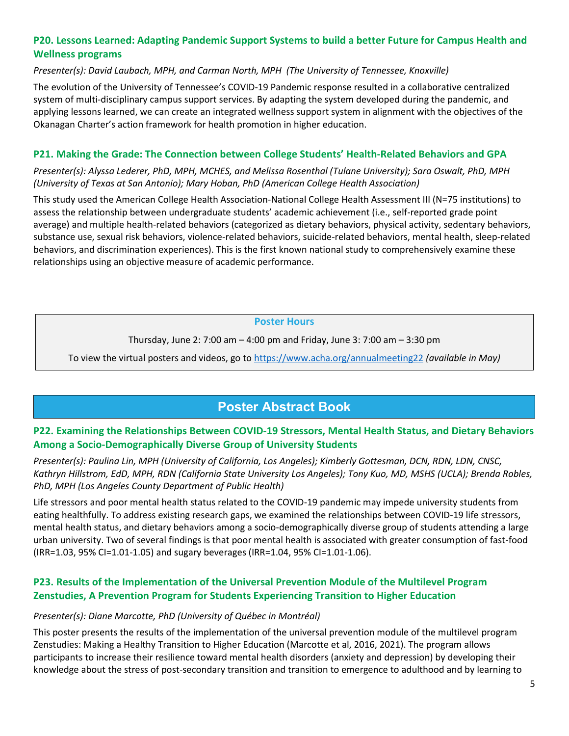### P20. Lessons Learned: Adapting Pandemic Support Systems to build a better Future for Campus Health and Wellness programs

*Presenter(s): David Laubach, MPH, and Carman North, MPH (The University of Tennessee, Knoxville)*

The evolution of the University of Tennessee's COVID-19 Pandemic response resulted in a collaborative centralized system of multi-disciplinary campus support services. By adapting the system developed during the pandemic, and applying lessons learned, we can create an integrated wellness support system in alignment with the objectives of the Okanagan Charter's action framework for health promotion in higher education.

### P21. Making the Grade: The Connection between College Students' Health-Related Behaviors and GPA

*Presenter(s): Alyssa Lederer, PhD, MPH, MCHES, and Melissa Rosenthal (Tulane University); Sara Oswalt, PhD, MPH (University of Texas at San Antonio); Mary Hoban, PhD (American College Health Association)*

This study used the American College Health Association-National College Health Assessment III (N=75 institutions) to assess the relationship between undergraduate students' academic achievement (i.e., self-reported grade point average) and multiple health-related behaviors (categorized as dietary behaviors, physical activity, sedentary behaviors, substance use, sexual risk behaviors, violence-related behaviors, suicide-related behaviors, mental health, sleep-related behaviors, and discrimination experiences). This is the first known national study to comprehensively examine these relationships using an objective measure of academic performance.

**Poster Hours**

Thursday, June 2: 7:00 am – 4:00 pm and Friday, June 3: 7:00 am – 3:30 pm

To view the virtual posters and videos, go to https://www.acha.org/annualmeeting22 *(available in May)*

## Poster Abstract Book

### P22. Examining the Relationships Between COVID-19 Stressors, Mental Health Status, and Dietary Behaviors Among a Socio-Demographically Diverse Group of University Students

*Presenter(s): Paulina Lin, MPH (University of California, Los Angeles); Kimberly Gottesman, DCN, RDN, LDN, CNSC, Kathryn Hillstrom, EdD, MPH, RDN (California State University Los Angeles); Tony Kuo, MD, MSHS (UCLA); Brenda Robles, PhD, MPH (Los Angeles County Department of Public Health)*

Life stressors and poor mental health status related to the COVID-19 pandemic may impede university students from eating healthfully. To address existing research gaps, we examined the relationships between COVID-19 life stressors, mental health status, and dietary behaviors among a socio-demographically diverse group of students attending a large urban university. Two of several findings is that poor mental health is associated with greater consumption of fast-food (IRR=1.03, 95% CI=1.01-1.05) and sugary beverages (IRR=1.04, 95% CI=1.01-1.06).

### P23. Results of the Implementation of the Universal Prevention Module of the Multilevel Program Zenstudies, A Prevention Program for Students Experiencing Transition to Higher Education

*Presenter(s): Diane Marcotte, PhD (University of Québec in Montréal)*

This poster presents the results of the implementation of the universal prevention module of the multilevel program Zenstudies: Making a Healthy Transition to Higher Education (Marcotte et al, 2016, 2021). The program allows participants to increase their resilience toward mental health disorders (anxiety and depression) by developing their knowledge about the stress of post-secondary transition and transition to emergence to adulthood and by learning to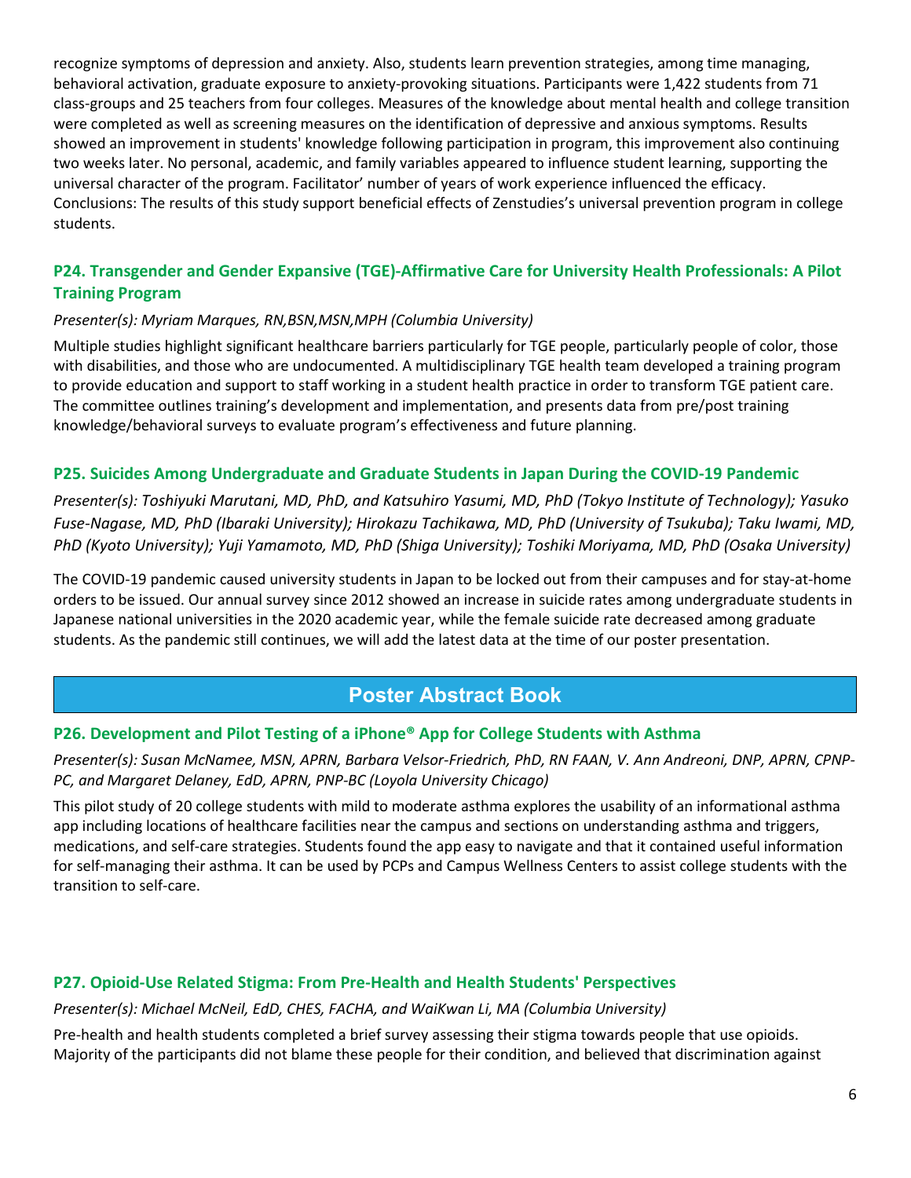recognize symptoms of depression and anxiety. Also, students learn prevention strategies, among time managing, behavioral activation, graduate exposure to anxiety-provoking situations. Participants were 1,422 students from 71 class-groups and 25 teachers from four colleges. Measures of the knowledge about mental health and college transition were completed as well as screening measures on the identification of depressive and anxious symptoms. Results showed an improvement in students' knowledge following participation in program, this improvement also continuing two weeks later. No personal, academic, and family variables appeared to influence student learning, supporting the universal character of the program. Facilitator' number of years of work experience influenced the efficacy. Conclusions: The results of this study support beneficial effects of Zenstudies's universal prevention program in college students.

### P24. Transgender and Gender Expansive (TGE)-Affirmative Care for University Health Professionals: A Pilot Training Program

*Presenter(s): Myriam Marques, RN,BSN,MSN,MPH (Columbia University)*

Multiple studies highlight significant healthcare barriers particularly for TGE people, particularly people of color, those with disabilities, and those who are undocumented. A multidisciplinary TGE health team developed a training program to provide education and support to staff working in a student health practice in order to transform TGE patient care. The committee outlines training's development and implementation, and presents data from pre/post training knowledge/behavioral surveys to evaluate program's effectiveness and future planning.

### P25. Suicides Among Undergraduate and Graduate Students in Japan During the COVID-19 Pandemic

*Presenter(s): Toshiyuki Marutani, MD, PhD, and Katsuhiro Yasumi, MD, PhD (Tokyo Institute of Technology); Yasuko Fuse-Nagase, MD, PhD (Ibaraki University); Hirokazu Tachikawa, MD, PhD (University of Tsukuba); Taku Iwami, MD, PhD (Kyoto University); Yuji Yamamoto, MD, PhD (Shiga University); Toshiki Moriyama, MD, PhD (Osaka University)*

The COVID-19 pandemic caused university students in Japan to be locked out from their campuses and for stay-at-home orders to be issued. Our annual survey since 2012 showed an increase in suicide rates among undergraduate students in Japanese national universities in the 2020 academic year, while the female suicide rate decreased among graduate students. As the pandemic still continues, we will add the latest data at the time of our poster presentation.

## Poster Abstract Book

### P26. Development and Pilot Testing of a iPhone® App for College Students with Asthma

*Presenter(s): Susan McNamee, MSN, APRN, Barbara Velsor-Friedrich, PhD, RN FAAN, V. Ann Andreoni, DNP, APRN, CPNP-PC, and Margaret Delaney, EdD, APRN, PNP-BC (Loyola University Chicago)*

This pilot study of 20 college students with mild to moderate asthma explores the usability of an informational asthma app including locations of healthcare facilities near the campus and sections on understanding asthma and triggers, medications, and self-care strategies. Students found the app easy to navigate and that it contained useful information for self-managing their asthma. It can be used by PCPs and Campus Wellness Centers to assist college students with the transition to self-care.

### P27. Opioid-Use Related Stigma: From Pre-Health and Health Students' Perspectives

*Presenter(s): Michael McNeil, EdD, CHES, FACHA, and WaiKwan Li, MA (Columbia University)*

Pre-health and health students completed a brief survey assessing their stigma towards people that use opioids. Majority of the participants did not blame these people for their condition, and believed that discrimination against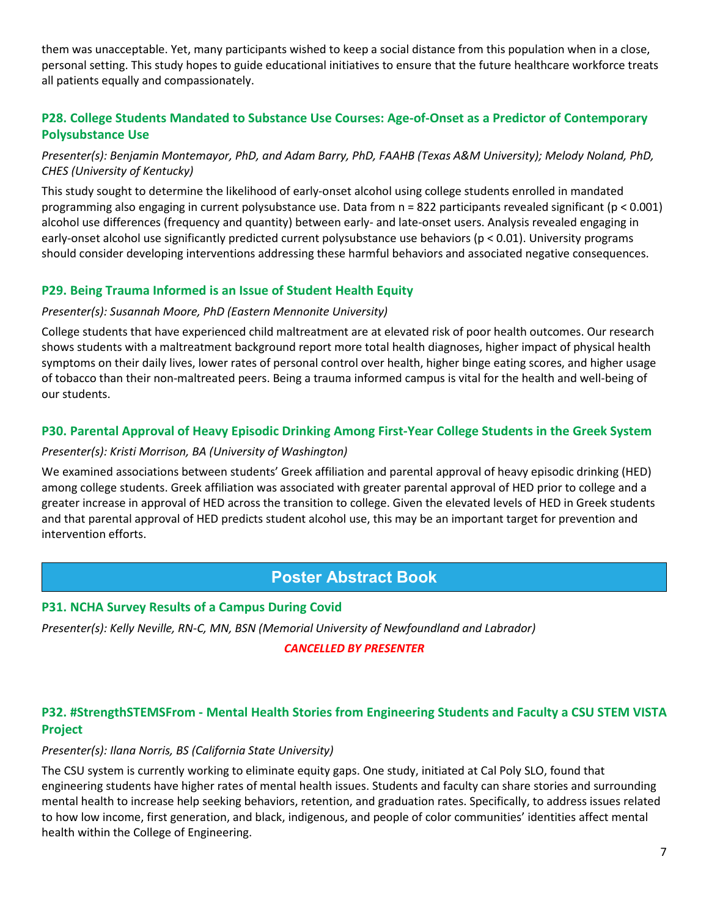them was unacceptable. Yet, many participants wished to keep a social distance from this population when in a close, personal setting. This study hopes to guide educational initiatives to ensure that the future healthcare workforce treats all patients equally and compassionately.

### P28. College Students Mandated to Substance Use Courses: Age-of-Onset as a Predictor of Contemporary Polysubstance Use

*Presenter(s): Benjamin Montemayor, PhD, and Adam Barry, PhD, FAAHB (Texas A&M University); Melody Noland, PhD, CHES (University of Kentucky)*

This study sought to determine the likelihood of early-onset alcohol using college students enrolled in mandated programming also engaging in current polysubstance use. Data from n = 822 participants revealed significant ($p < 0.001$) alcohol use differences (frequency and quantity) between early- and late-onset users. Analysis revealed engaging in early-onset alcohol use significantly predicted current polysubstance use behaviors ($p < 0.01$). University programs should consider developing interventions addressing these harmful behaviors and associated negative consequences.

### P29. Being Trauma Informed is an Issue of Student Health Equity

*Presenter(s): Susannah Moore, PhD (Eastern Mennonite University)*

College students that have experienced child maltreatment are at elevated risk of poor health outcomes. Our research shows students with a maltreatment background report more total health diagnoses, higher impact of physical health symptoms on their daily lives, lower rates of personal control over health, higher binge eating scores, and higher usage of tobacco than their non-maltreated peers. Being a trauma informed campus is vital for the health and well-being of our students.

### P30. Parental Approval of Heavy Episodic Drinking Among First-Year College Students in the Greek System

*Presenter(s): Kristi Morrison, BA (University of Washington)*

We examined associations between students' Greek affiliation and parental approval of heavy episodic drinking (HED) among college students. Greek affiliation was associated with greater parental approval of HED prior to college and a greater increase in approval of HED across the transition to college. Given the elevated levels of HED in Greek students and that parental approval of HED predicts student alcohol use, this may be an important target for prevention and intervention efforts.

## Poster Abstract Book

### P31. NCHA Survey Results of a Campus During Covid

*Presenter(s): Kelly Neville, RN-C, MN, BSN (Memorial University of Newfoundland and Labrador)*

***CANCELLED BY PRESENTER***

### P32. #StrengthSTEMSFrom - Mental Health Stories from Engineering Students and Faculty a CSU STEM VISTA Project

*Presenter(s): Ilana Norris, BS (California State University)*

The CSU system is currently working to eliminate equity gaps. One study, initiated at Cal Poly SLO, found that engineering students have higher rates of mental health issues. Students and faculty can share stories and surrounding mental health to increase help seeking behaviors, retention, and graduation rates. Specifically, to address issues related to how low income, first generation, and black, indigenous, and people of color communities' identities affect mental health within the College of Engineering.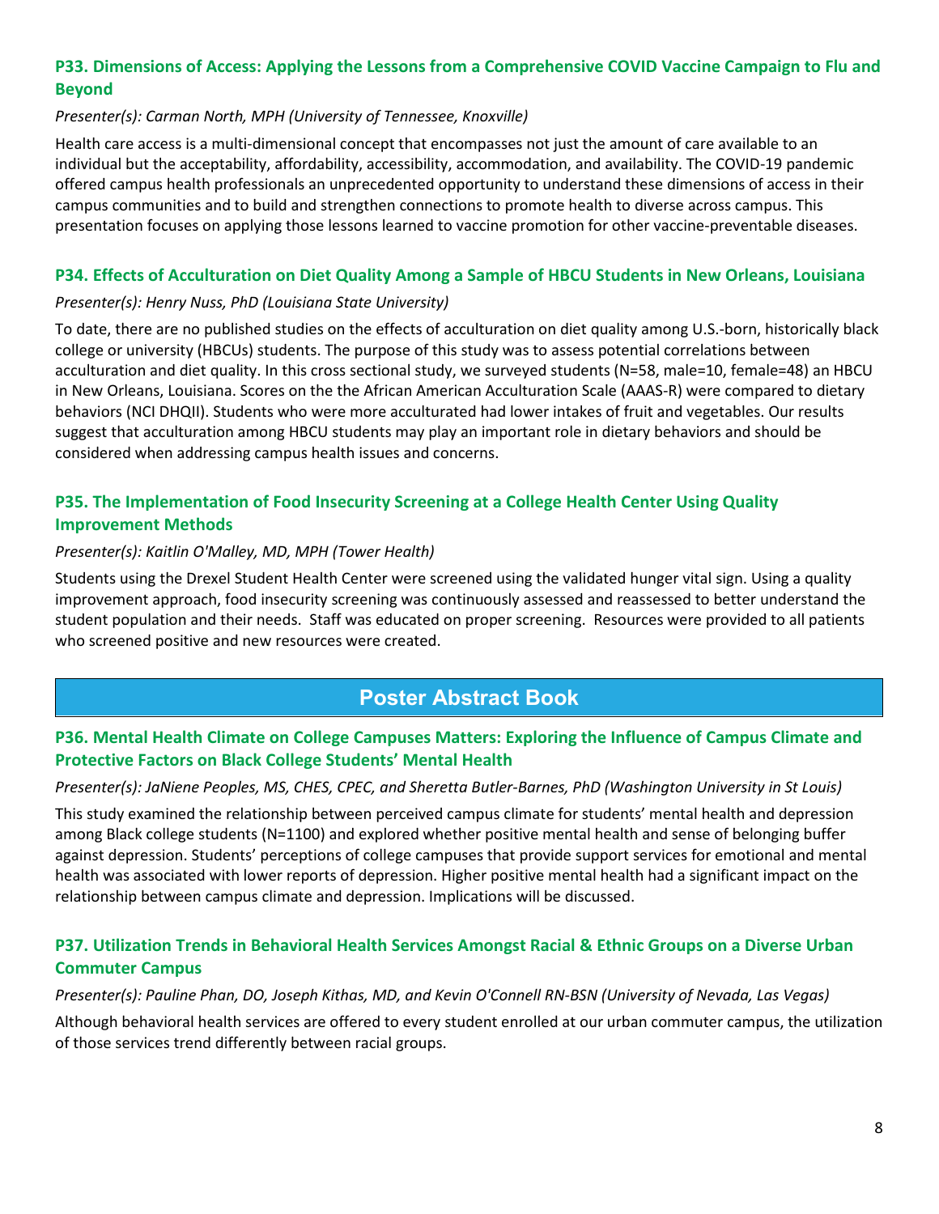### P33. Dimensions of Access: Applying the Lessons from a Comprehensive COVID Vaccine Campaign to Flu and Beyond

*Presenter(s): Carman North, MPH (University of Tennessee, Knoxville)*

Health care access is a multi-dimensional concept that encompasses not just the amount of care available to an individual but the acceptability, affordability, accessibility, accommodation, and availability. The COVID-19 pandemic offered campus health professionals an unprecedented opportunity to understand these dimensions of access in their campus communities and to build and strengthen connections to promote health to diverse across campus. This presentation focuses on applying those lessons learned to vaccine promotion for other vaccine-preventable diseases.

### P34. Effects of Acculturation on Diet Quality Among a Sample of HBCU Students in New Orleans, Louisiana

*Presenter(s): Henry Nuss, PhD (Louisiana State University)*

To date, there are no published studies on the effects of acculturation on diet quality among U.S.-born, historically black college or university (HBCUs) students. The purpose of this study was to assess potential correlations between acculturation and diet quality. In this cross sectional study, we surveyed students (N=58, male=10, female=48) an HBCU in New Orleans, Louisiana. Scores on the the African American Acculturation Scale (AAAS-R) were compared to dietary behaviors (NCI DHQII). Students who were more acculturated had lower intakes of fruit and vegetables. Our results suggest that acculturation among HBCU students may play an important role in dietary behaviors and should be considered when addressing campus health issues and concerns.

### P35. The Implementation of Food Insecurity Screening at a College Health Center Using Quality Improvement Methods

*Presenter(s): Kaitlin O'Malley, MD, MPH (Tower Health)*

Students using the Drexel Student Health Center were screened using the validated hunger vital sign. Using a quality improvement approach, food insecurity screening was continuously assessed and reassessed to better understand the student population and their needs. Staff was educated on proper screening. Resources were provided to all patients who screened positive and new resources were created.

## Poster Abstract Book

### P36. Mental Health Climate on College Campuses Matters: Exploring the Influence of Campus Climate and Protective Factors on Black College Students' Mental Health

*Presenter(s): JaNiene Peoples, MS, CHES, CPEC, and Sheretta Butler-Barnes, PhD (Washington University in St Louis)*

This study examined the relationship between perceived campus climate for students' mental health and depression among Black college students (N=1100) and explored whether positive mental health and sense of belonging buffer against depression. Students' perceptions of college campuses that provide support services for emotional and mental health was associated with lower reports of depression. Higher positive mental health had a significant impact on the relationship between campus climate and depression. Implications will be discussed.

### P37. Utilization Trends in Behavioral Health Services Amongst Racial & Ethnic Groups on a Diverse Urban Commuter Campus

*Presenter(s): Pauline Phan, DO, Joseph Kithas, MD, and Kevin O'Connell RN-BSN (University of Nevada, Las Vegas)*

Although behavioral health services are offered to every student enrolled at our urban commuter campus, the utilization of those services trend differently between racial groups.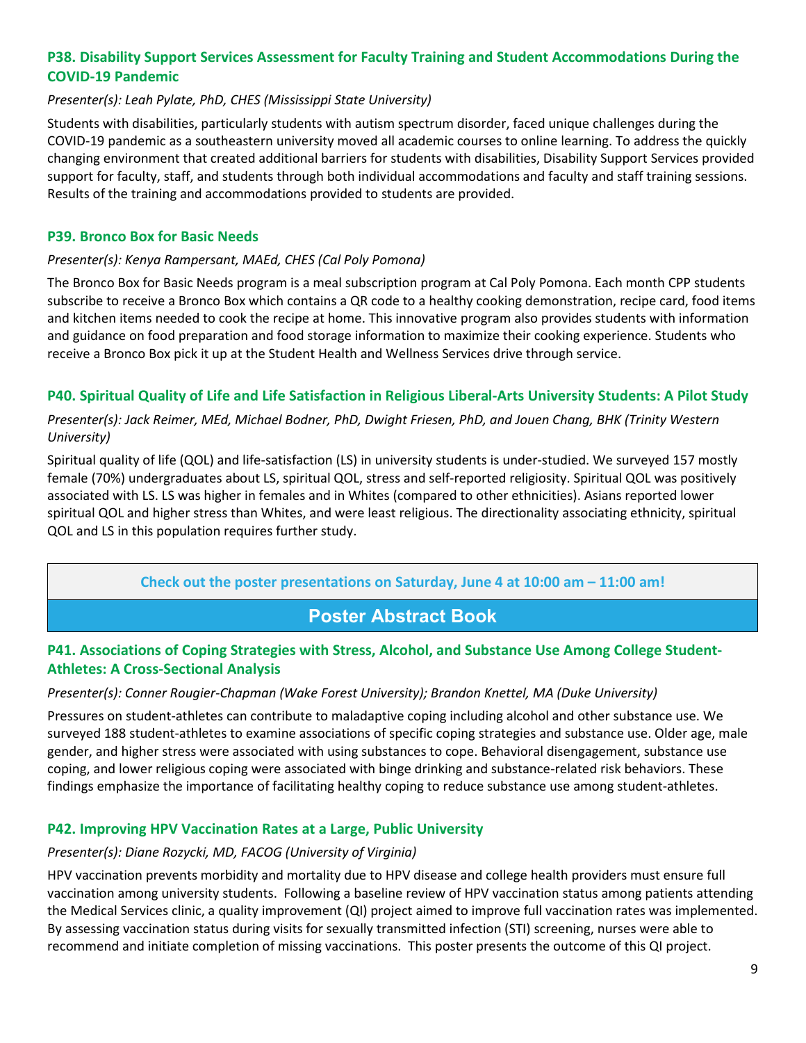### P38. Disability Support Services Assessment for Faculty Training and Student Accommodations During the COVID-19 Pandemic

*Presenter(s): Leah Pylate, PhD, CHES (Mississippi State University)*

Students with disabilities, particularly students with autism spectrum disorder, faced unique challenges during the COVID-19 pandemic as a southeastern university moved all academic courses to online learning. To address the quickly changing environment that created additional barriers for students with disabilities, Disability Support Services provided support for faculty, staff, and students through both individual accommodations and faculty and staff training sessions. Results of the training and accommodations provided to students are provided.

### P39. Bronco Box for Basic Needs

*Presenter(s): Kenya Rampersant, MAEd, CHES (Cal Poly Pomona)*

The Bronco Box for Basic Needs program is a meal subscription program at Cal Poly Pomona. Each month CPP students subscribe to receive a Bronco Box which contains a QR code to a healthy cooking demonstration, recipe card, food items and kitchen items needed to cook the recipe at home. This innovative program also provides students with information and guidance on food preparation and food storage information to maximize their cooking experience. Students who receive a Bronco Box pick it up at the Student Health and Wellness Services drive through service.

### P40. Spiritual Quality of Life and Life Satisfaction in Religious Liberal-Arts University Students: A Pilot Study

*Presenter(s): Jack Reimer, MEd, Michael Bodner, PhD, Dwight Friesen, PhD, and Jouen Chang, BHK (Trinity Western University)*

Spiritual quality of life (QOL) and life-satisfaction (LS) in university students is under-studied. We surveyed 157 mostly female (70%) undergraduates about LS, spiritual QOL, stress and self-reported religiosity. Spiritual QOL was positively associated with LS. LS was higher in females and in Whites (compared to other ethnicities). Asians reported lower spiritual QOL and higher stress than Whites, and were least religious. The directionality associating ethnicity, spiritual QOL and LS in this population requires further study.

**Check out the poster presentations on Saturday, June 4 at 10:00 am – 11:00 am!**

## Poster Abstract Book

### P41. Associations of Coping Strategies with Stress, Alcohol, and Substance Use Among College Student-Athletes: A Cross-Sectional Analysis

*Presenter(s): Conner Rougier-Chapman (Wake Forest University); Brandon Knettel, MA (Duke University)*

Pressures on student-athletes can contribute to maladaptive coping including alcohol and other substance use. We surveyed 188 student-athletes to examine associations of specific coping strategies and substance use. Older age, male gender, and higher stress were associated with using substances to cope. Behavioral disengagement, substance use coping, and lower religious coping were associated with binge drinking and substance-related risk behaviors. These findings emphasize the importance of facilitating healthy coping to reduce substance use among student-athletes.

### P42. Improving HPV Vaccination Rates at a Large, Public University

*Presenter(s): Diane Rozycki, MD, FACOG (University of Virginia)*

HPV vaccination prevents morbidity and mortality due to HPV disease and college health providers must ensure full vaccination among university students. Following a baseline review of HPV vaccination status among patients attending the Medical Services clinic, a quality improvement (QI) project aimed to improve full vaccination rates was implemented. By assessing vaccination status during visits for sexually transmitted infection (STI) screening, nurses were able to recommend and initiate completion of missing vaccinations. This poster presents the outcome of this QI project.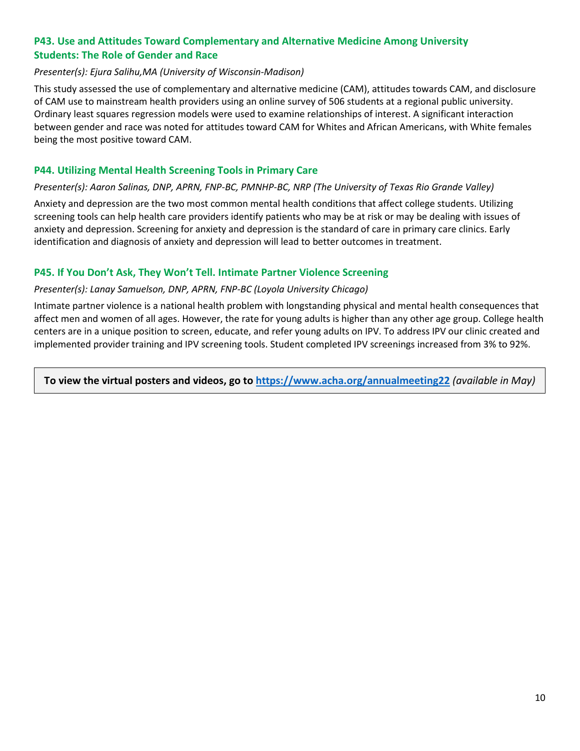### P43. Use and Attitudes Toward Complementary and Alternative Medicine Among University Students: The Role of Gender and Race

*Presenter(s): Ejura Salihu,MA (University of Wisconsin-Madison)*

This study assessed the use of complementary and alternative medicine (CAM), attitudes towards CAM, and disclosure of CAM use to mainstream health providers using an online survey of 506 students at a regional public university. Ordinary least squares regression models were used to examine relationships of interest. A significant interaction between gender and race was noted for attitudes toward CAM for Whites and African Americans, with White females being the most positive toward CAM.

### P44. Utilizing Mental Health Screening Tools in Primary Care

*Presenter(s): Aaron Salinas, DNP, APRN, FNP-BC, PMNHP-BC, NRP (The University of Texas Rio Grande Valley)*

Anxiety and depression are the two most common mental health conditions that affect college students. Utilizing screening tools can help health care providers identify patients who may be at risk or may be dealing with issues of anxiety and depression. Screening for anxiety and depression is the standard of care in primary care clinics. Early identification and diagnosis of anxiety and depression will lead to better outcomes in treatment.

### P45. If You Don't Ask, They Won't Tell. Intimate Partner Violence Screening

*Presenter(s): Lanay Samuelson, DNP, APRN, FNP-BC (Loyola University Chicago)*

Intimate partner violence is a national health problem with longstanding physical and mental health consequences that affect men and women of all ages. However, the rate for young adults is higher than any other age group. College health centers are in a unique position to screen, educate, and refer young adults on IPV. To address IPV our clinic created and implemented provider training and IPV screening tools. Student completed IPV screenings increased from 3% to 92%.

**To view the virtual posters and videos, go to [https://www.acha.org/annualmeeting22](https://www.acha.org/annualmeeting22)** *(available in May)*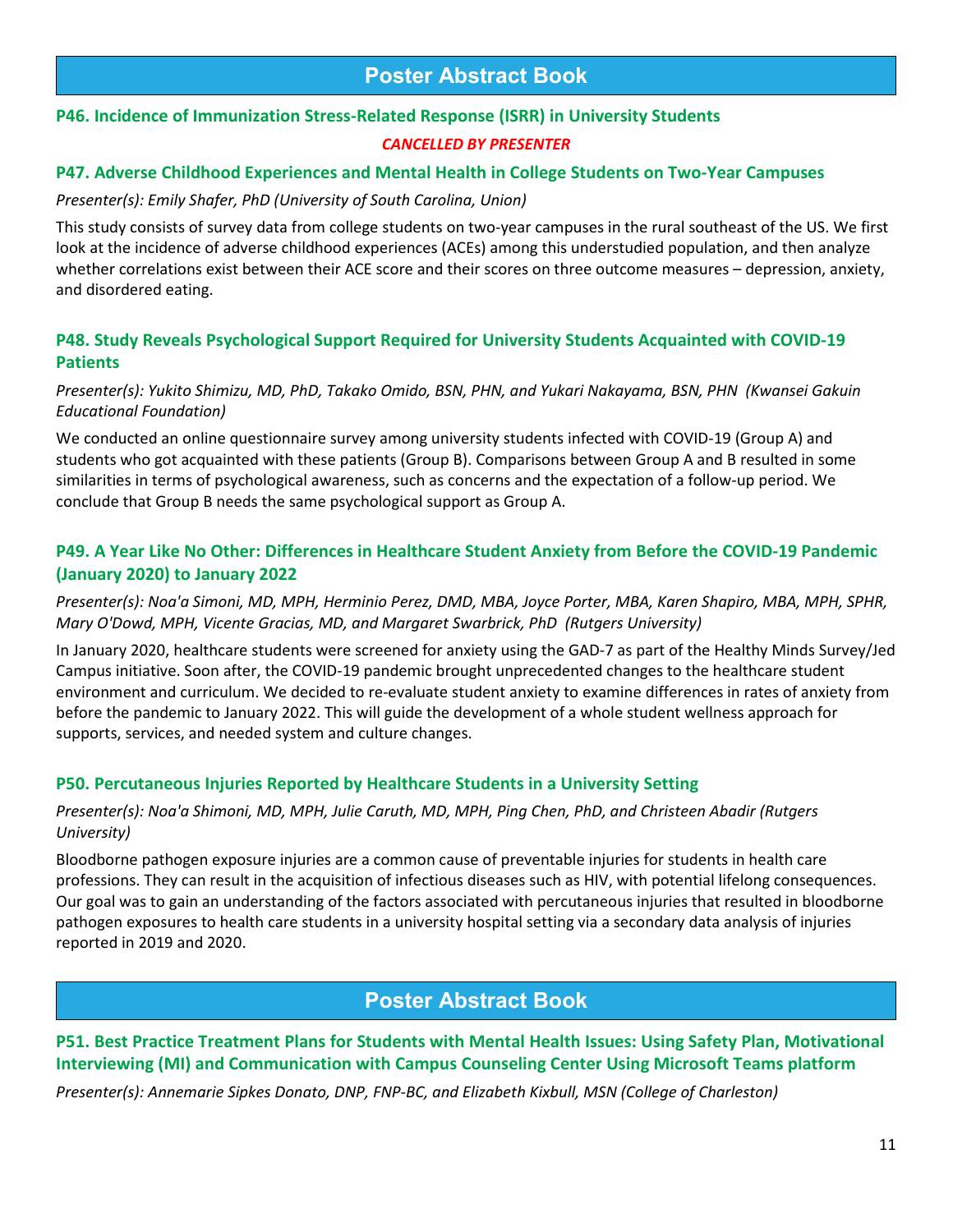## Poster Abstract Book

### P46. Incidence of Immunization Stress-Related Response (ISRR) in University Students

*CANCELLED BY PRESENTER*

### P47. Adverse Childhood Experiences and Mental Health in College Students on Two-Year Campuses

*Presenter(s): Emily Shafer, PhD (University of South Carolina, Union)*

This study consists of survey data from college students on two-year campuses in the rural southeast of the US. We first look at the incidence of adverse childhood experiences (ACEs) among this understudied population, and then analyze whether correlations exist between their ACE score and their scores on three outcome measures – depression, anxiety, and disordered eating.

### P48. Study Reveals Psychological Support Required for University Students Acquainted with COVID-19 Patients

*Presenter(s): Yukito Shimizu, MD, PhD, Takako Omido, BSN, PHN, and Yukari Nakayama, BSN, PHN (Kwansei Gakuin Educational Foundation)*

We conducted an online questionnaire survey among university students infected with COVID-19 (Group A) and students who got acquainted with these patients (Group B). Comparisons between Group A and B resulted in some similarities in terms of psychological awareness, such as concerns and the expectation of a follow-up period. We conclude that Group B needs the same psychological support as Group A.

### P49. A Year Like No Other: Differences in Healthcare Student Anxiety from Before the COVID-19 Pandemic (January 2020) to January 2022

*Presenter(s): Noa'a Simoni, MD, MPH, Herminio Perez, DMD, MBA, Joyce Porter, MBA, Karen Shapiro, MBA, MPH, SPHR, Mary O'Dowd, MPH, Vicente Gracias, MD, and Margaret Swarbrick, PhD (Rutgers University)*

In January 2020, healthcare students were screened for anxiety using the GAD-7 as part of the Healthy Minds Survey/Jed Campus initiative. Soon after, the COVID-19 pandemic brought unprecedented changes to the healthcare student environment and curriculum. We decided to re-evaluate student anxiety to examine differences in rates of anxiety from before the pandemic to January 2022. This will guide the development of a whole student wellness approach for supports, services, and needed system and culture changes.

### P50. Percutaneous Injuries Reported by Healthcare Students in a University Setting

*Presenter(s): Noa'a Shimoni, MD, MPH, Julie Caruth, MD, MPH, Ping Chen, PhD, and Christeen Abadir (Rutgers University)*

Bloodborne pathogen exposure injuries are a common cause of preventable injuries for students in health care professions. They can result in the acquisition of infectious diseases such as HIV, with potential lifelong consequences. Our goal was to gain an understanding of the factors associated with percutaneous injuries that resulted in bloodborne pathogen exposures to health care students in a university hospital setting via a secondary data analysis of injuries reported in 2019 and 2020.

## Poster Abstract Book

### P51. Best Practice Treatment Plans for Students with Mental Health Issues: Using Safety Plan, Motivational Interviewing (MI) and Communication with Campus Counseling Center Using Microsoft Teams platform

*Presenter(s): Annemarie Sipkes Donato, DNP, FNP-BC, and Elizabeth Kixbull, MSN (College of Charleston)*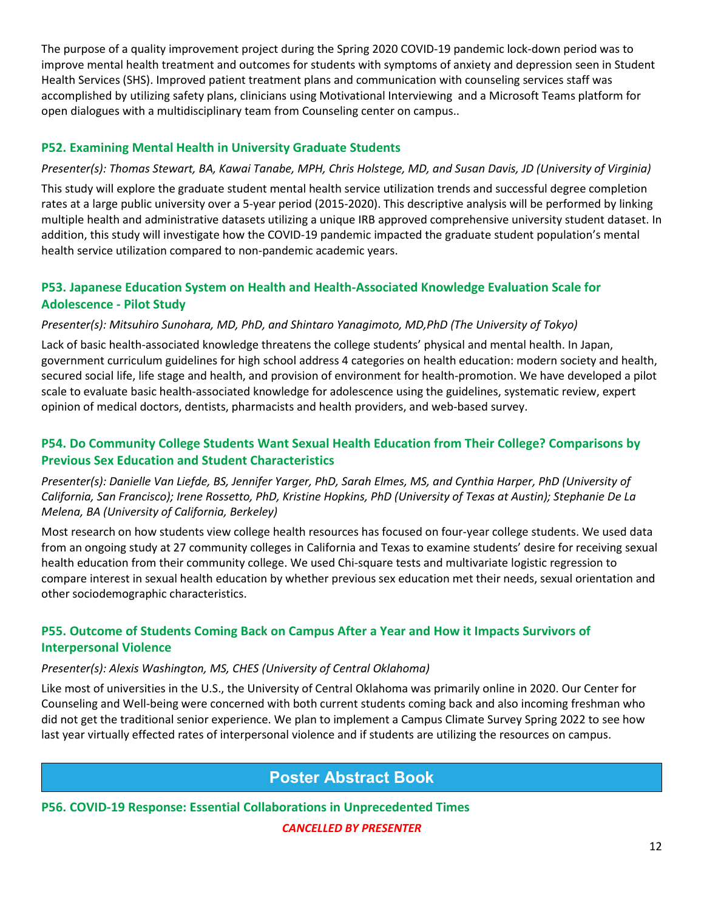The purpose of a quality improvement project during the Spring 2020 COVID-19 pandemic lock-down period was to improve mental health treatment and outcomes for students with symptoms of anxiety and depression seen in Student Health Services (SHS). Improved patient treatment plans and communication with counseling services staff was accomplished by utilizing safety plans, clinicians using Motivational Interviewing and a Microsoft Teams platform for open dialogues with a multidisciplinary team from Counseling center on campus..

### P52. Examining Mental Health in University Graduate Students

*Presenter(s): Thomas Stewart, BA, Kawai Tanabe, MPH, Chris Holstege, MD, and Susan Davis, JD (University of Virginia)*

This study will explore the graduate student mental health service utilization trends and successful degree completion rates at a large public university over a 5-year period (2015-2020). This descriptive analysis will be performed by linking multiple health and administrative datasets utilizing a unique IRB approved comprehensive university student dataset. In addition, this study will investigate how the COVID-19 pandemic impacted the graduate student population's mental health service utilization compared to non-pandemic academic years.

### P53. Japanese Education System on Health and Health-Associated Knowledge Evaluation Scale for Adolescence - Pilot Study

*Presenter(s): Mitsuhiro Sunohara, MD, PhD, and Shintaro Yanagimoto, MD,PhD (The University of Tokyo)*

Lack of basic health-associated knowledge threatens the college students' physical and mental health. In Japan, government curriculum guidelines for high school address 4 categories on health education: modern society and health, secured social life, life stage and health, and provision of environment for health-promotion. We have developed a pilot scale to evaluate basic health-associated knowledge for adolescence using the guidelines, systematic review, expert opinion of medical doctors, dentists, pharmacists and health providers, and web-based survey.

### P54. Do Community College Students Want Sexual Health Education from Their College? Comparisons by Previous Sex Education and Student Characteristics

*Presenter(s): Danielle Van Liefde, BS, Jennifer Yarger, PhD, Sarah Elmes, MS, and Cynthia Harper, PhD (University of California, San Francisco); Irene Rossetto, PhD, Kristine Hopkins, PhD (University of Texas at Austin); Stephanie De La Melena, BA (University of California, Berkeley)*

Most research on how students view college health resources has focused on four-year college students. We used data from an ongoing study at 27 community colleges in California and Texas to examine students' desire for receiving sexual health education from their community college. We used Chi-square tests and multivariate logistic regression to compare interest in sexual health education by whether previous sex education met their needs, sexual orientation and other sociodemographic characteristics.

### P55. Outcome of Students Coming Back on Campus After a Year and How it Impacts Survivors of Interpersonal Violence

*Presenter(s): Alexis Washington, MS, CHES (University of Central Oklahoma)*

Like most of universities in the U.S., the University of Central Oklahoma was primarily online in 2020. Our Center for Counseling and Well-being were concerned with both current students coming back and also incoming freshman who did not get the traditional senior experience. We plan to implement a Campus Climate Survey Spring 2022 to see how last year virtually effected rates of interpersonal violence and if students are utilizing the resources on campus.

## Poster Abstract Book

### P56. COVID-19 Response: Essential Collaborations in Unprecedented Times

***CANCELLED BY PRESENTER***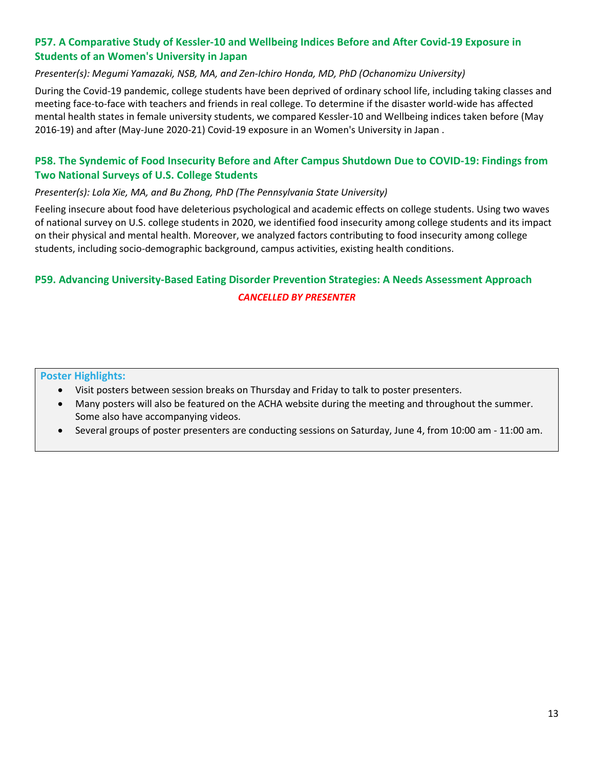### P57. A Comparative Study of Kessler-10 and Wellbeing Indices Before and After Covid-19 Exposure in Students of an Women's University in Japan

*Presenter(s): Megumi Yamazaki, NSB, MA, and Zen-Ichiro Honda, MD, PhD (Ochanomizu University)*

During the Covid-19 pandemic, college students have been deprived of ordinary school life, including taking classes and meeting face-to-face with teachers and friends in real college. To determine if the disaster world-wide has affected mental health states in female university students, we compared Kessler-10 and Wellbeing indices taken before (May 2016-19) and after (May-June 2020-21) Covid-19 exposure in an Women's University in Japan .

### P58. The Syndemic of Food Insecurity Before and After Campus Shutdown Due to COVID-19: Findings from Two National Surveys of U.S. College Students

*Presenter(s): Lola Xie, MA, and Bu Zhong, PhD (The Pennsylvania State University)*

Feeling insecure about food have deleterious psychological and academic effects on college students. Using two waves of national survey on U.S. college students in 2020, we identified food insecurity among college students and its impact on their physical and mental health. Moreover, we analyzed factors contributing to food insecurity among college students, including socio-demographic background, campus activities, existing health conditions.

### P59. Advancing University-Based Eating Disorder Prevention Strategies: A Needs Assessment Approach

***CANCELLED BY PRESENTER***

**Poster Highlights:**

- Visit posters between session breaks on Thursday and Friday to talk to poster presenters.
- Many posters will also be featured on the ACHA website during the meeting and throughout the summer. Some also have accompanying videos.
- Several groups of poster presenters are conducting sessions on Saturday, June 4, from 10:00 am - 11:00 am.